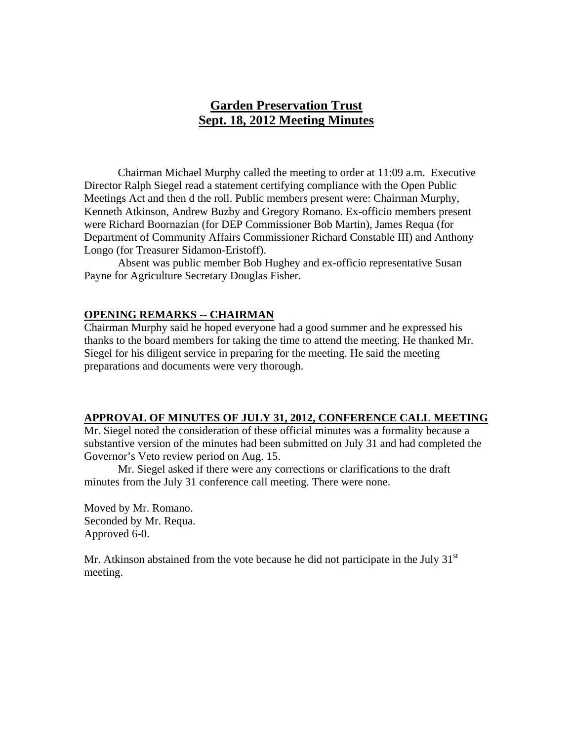# Garden Preservation Trust
## Sept. 18, 2012 Meeting Minutes

Chairman Michael Murphy called the meeting to order at 11:09 a.m. Executive Director Ralph Siegel read a statement certifying compliance with the Open Public Meetings Act and then d the roll. Public members present were: Chairman Murphy, Kenneth Atkinson, Andrew Buzby and Gregory Romano. Ex-officio members present were Richard Boornazian (for DEP Commissioner Bob Martin), James Requa (for Department of Community Affairs Commissioner Richard Constable III) and Anthony Longo (for Treasurer Sidamon-Eristoff).

Absent was public member Bob Hughey and ex-officio representative Susan Payne for Agriculture Secretary Douglas Fisher.

### OPENING REMARKS -- CHAIRMAN

Chairman Murphy said he hoped everyone had a good summer and he expressed his thanks to the board members for taking the time to attend the meeting. He thanked Mr. Siegel for his diligent service in preparing for the meeting. He said the meeting preparations and documents were very thorough.

### APPROVAL OF MINUTES OF JULY 31, 2012, CONFERENCE CALL MEETING

Mr. Siegel noted the consideration of these official minutes was a formality because a substantive version of the minutes had been submitted on July 31 and had completed the Governor's Veto review period on Aug. 15.

Mr. Siegel asked if there were any corrections or clarifications to the draft minutes from the July 31 conference call meeting. There were none.

Moved by Mr. Romano.
Seconded by Mr. Requa.
Approved 6-0.

Mr. Atkinson abstained from the vote because he did not participate in the July 31st meeting.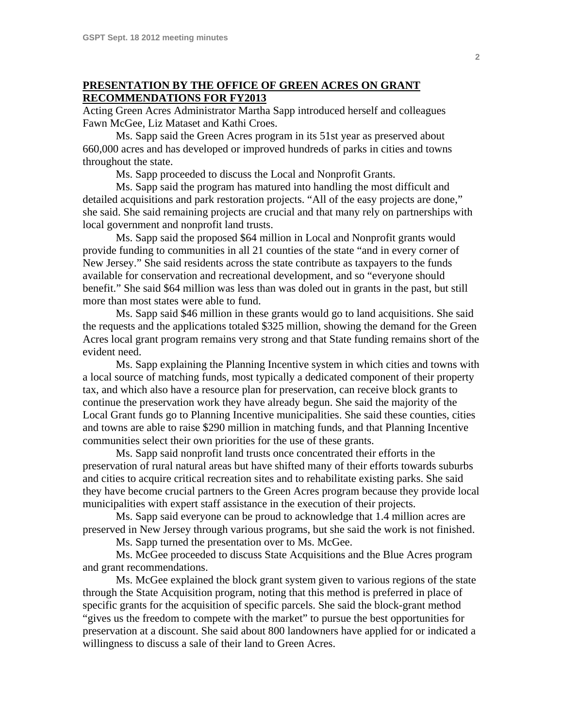## PRESENTATION BY THE OFFICE OF GREEN ACRES ON GRANT RECOMMENDATIONS FOR FY2013

Acting Green Acres Administrator Martha Sapp introduced herself and colleagues Fawn McGee, Liz Mataset and Kathi Croes.

Ms. Sapp said the Green Acres program in its 51st year as preserved about 660,000 acres and has developed or improved hundreds of parks in cities and towns throughout the state.

Ms. Sapp proceeded to discuss the Local and Nonprofit Grants.

Ms. Sapp said the program has matured into handling the most difficult and detailed acquisitions and park restoration projects. "All of the easy projects are done," she said. She said remaining projects are crucial and that many rely on partnerships with local government and nonprofit land trusts.

Ms. Sapp said the proposed $64 million in Local and Nonprofit grants would provide funding to communities in all 21 counties of the state "and in every corner of New Jersey." She said residents across the state contribute as taxpayers to the funds available for conservation and recreational development, and so "everyone should benefit." She said $64 million was less than was doled out in grants in the past, but still more than most states were able to fund.

Ms. Sapp said $46 million in these grants would go to land acquisitions. She said the requests and the applications totaled $325 million, showing the demand for the Green Acres local grant program remains very strong and that State funding remains short of the evident need.

Ms. Sapp explaining the Planning Incentive system in which cities and towns with a local source of matching funds, most typically a dedicated component of their property tax, and which also have a resource plan for preservation, can receive block grants to continue the preservation work they have already begun. She said the majority of the Local Grant funds go to Planning Incentive municipalities. She said these counties, cities and towns are able to raise $290 million in matching funds, and that Planning Incentive communities select their own priorities for the use of these grants.

Ms. Sapp said nonprofit land trusts once concentrated their efforts in the preservation of rural natural areas but have shifted many of their efforts towards suburbs and cities to acquire critical recreation sites and to rehabilitate existing parks. She said they have become crucial partners to the Green Acres program because they provide local municipalities with expert staff assistance in the execution of their projects.

Ms. Sapp said everyone can be proud to acknowledge that 1.4 million acres are preserved in New Jersey through various programs, but she said the work is not finished.

Ms. Sapp turned the presentation over to Ms. McGee.

Ms. McGee proceeded to discuss State Acquisitions and the Blue Acres program and grant recommendations.

Ms. McGee explained the block grant system given to various regions of the state through the State Acquisition program, noting that this method is preferred in place of specific grants for the acquisition of specific parcels. She said the block-grant method "gives us the freedom to compete with the market" to pursue the best opportunities for preservation at a discount. She said about 800 landowners have applied for or indicated a willingness to discuss a sale of their land to Green Acres.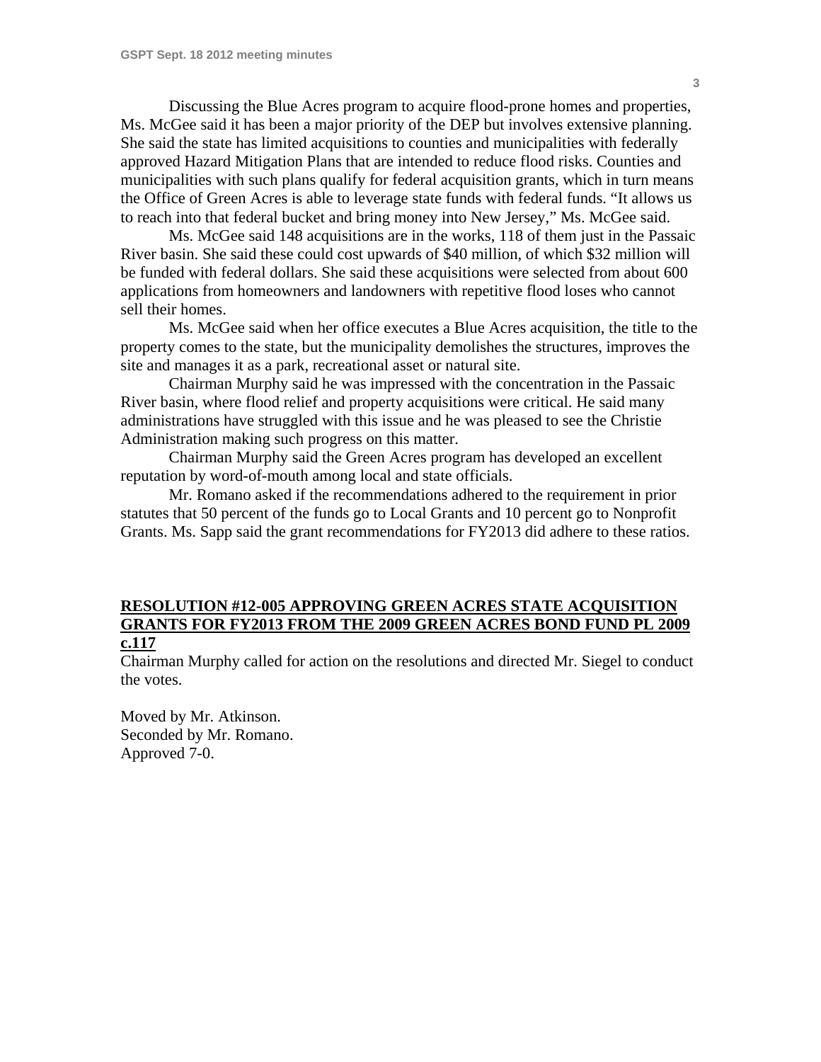Discussing the Blue Acres program to acquire flood-prone homes and properties, Ms. McGee said it has been a major priority of the DEP but involves extensive planning. She said the state has limited acquisitions to counties and municipalities with federally approved Hazard Mitigation Plans that are intended to reduce flood risks. Counties and municipalities with such plans qualify for federal acquisition grants, which in turn means the Office of Green Acres is able to leverage state funds with federal funds. "It allows us to reach into that federal bucket and bring money into New Jersey," Ms. McGee said.

Ms. McGee said 148 acquisitions are in the works, 118 of them just in the Passaic River basin. She said these could cost upwards of $40 million, of which $32 million will be funded with federal dollars. She said these acquisitions were selected from about 600 applications from homeowners and landowners with repetitive flood loses who cannot sell their homes.

Ms. McGee said when her office executes a Blue Acres acquisition, the title to the property comes to the state, but the municipality demolishes the structures, improves the site and manages it as a park, recreational asset or natural site.

Chairman Murphy said he was impressed with the concentration in the Passaic River basin, where flood relief and property acquisitions were critical. He said many administrations have struggled with this issue and he was pleased to see the Christie Administration making such progress on this matter.

Chairman Murphy said the Green Acres program has developed an excellent reputation by word-of-mouth among local and state officials.

Mr. Romano asked if the recommendations adhered to the requirement in prior statutes that 50 percent of the funds go to Local Grants and 10 percent go to Nonprofit Grants. Ms. Sapp said the grant recommendations for FY2013 did adhere to these ratios.

**RESOLUTION #12-005 APPROVING GREEN ACRES STATE ACQUISITION GRANTS FOR FY2013 FROM THE 2009 GREEN ACRES BOND FUND PL 2009 c.117**

Chairman Murphy called for action on the resolutions and directed Mr. Siegel to conduct the votes.

Moved by Mr. Atkinson.
Seconded by Mr. Romano.
Approved 7-0.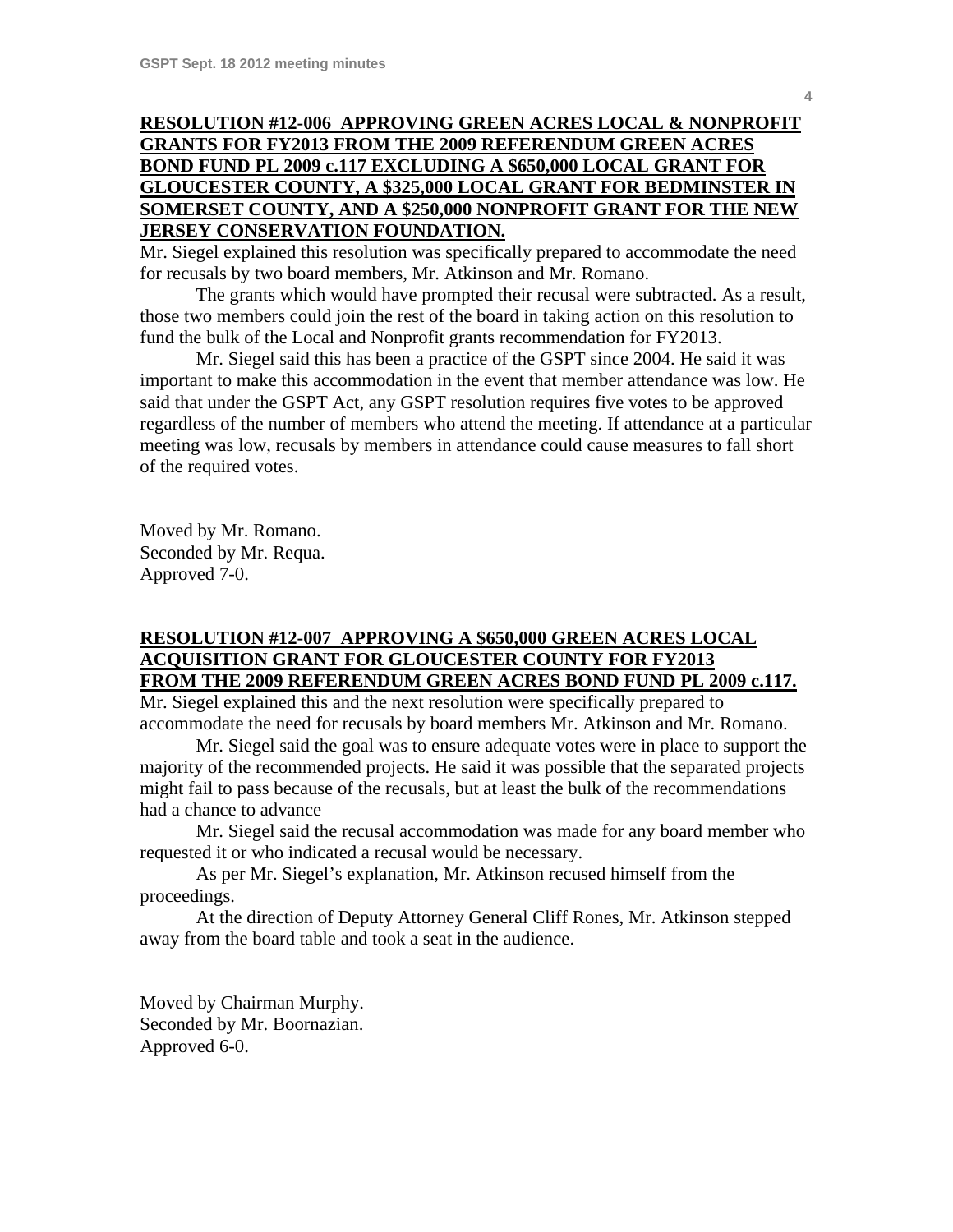**RESOLUTION #12-006 APPROVING GREEN ACRES LOCAL & NONPROFIT GRANTS FOR FY2013 FROM THE 2009 REFERENDUM GREEN ACRES BOND FUND PL 2009 c.117 EXCLUDING A $650,000 LOCAL GRANT FOR GLOUCESTER COUNTY, A $325,000 LOCAL GRANT FOR BEDMINSTER IN SOMERSET COUNTY, AND A $250,000 NONPROFIT GRANT FOR THE NEW JERSEY CONSERVATION FOUNDATION.**

Mr. Siegel explained this resolution was specifically prepared to accommodate the need for recusals by two board members, Mr. Atkinson and Mr. Romano.

The grants which would have prompted their recusal were subtracted. As a result, those two members could join the rest of the board in taking action on this resolution to fund the bulk of the Local and Nonprofit grants recommendation for FY2013.

Mr. Siegel said this has been a practice of the GSPT since 2004. He said it was important to make this accommodation in the event that member attendance was low. He said that under the GSPT Act, any GSPT resolution requires five votes to be approved regardless of the number of members who attend the meeting. If attendance at a particular meeting was low, recusals by members in attendance could cause measures to fall short of the required votes.

Moved by Mr. Romano.
Seconded by Mr. Requa.
Approved 7-0.

**RESOLUTION #12-007 APPROVING A $650,000 GREEN ACRES LOCAL ACQUISITION GRANT FOR GLOUCESTER COUNTY FOR FY2013 FROM THE 2009 REFERENDUM GREEN ACRES BOND FUND PL 2009 c.117.**

Mr. Siegel explained this and the next resolution were specifically prepared to accommodate the need for recusals by board members Mr. Atkinson and Mr. Romano.

Mr. Siegel said the goal was to ensure adequate votes were in place to support the majority of the recommended projects. He said it was possible that the separated projects might fail to pass because of the recusals, but at least the bulk of the recommendations had a chance to advance

Mr. Siegel said the recusal accommodation was made for any board member who requested it or who indicated a recusal would be necessary.

As per Mr. Siegel's explanation, Mr. Atkinson recused himself from the proceedings.

At the direction of Deputy Attorney General Cliff Rones, Mr. Atkinson stepped away from the board table and took a seat in the audience.

Moved by Chairman Murphy.
Seconded by Mr. Boornazian.
Approved 6-0.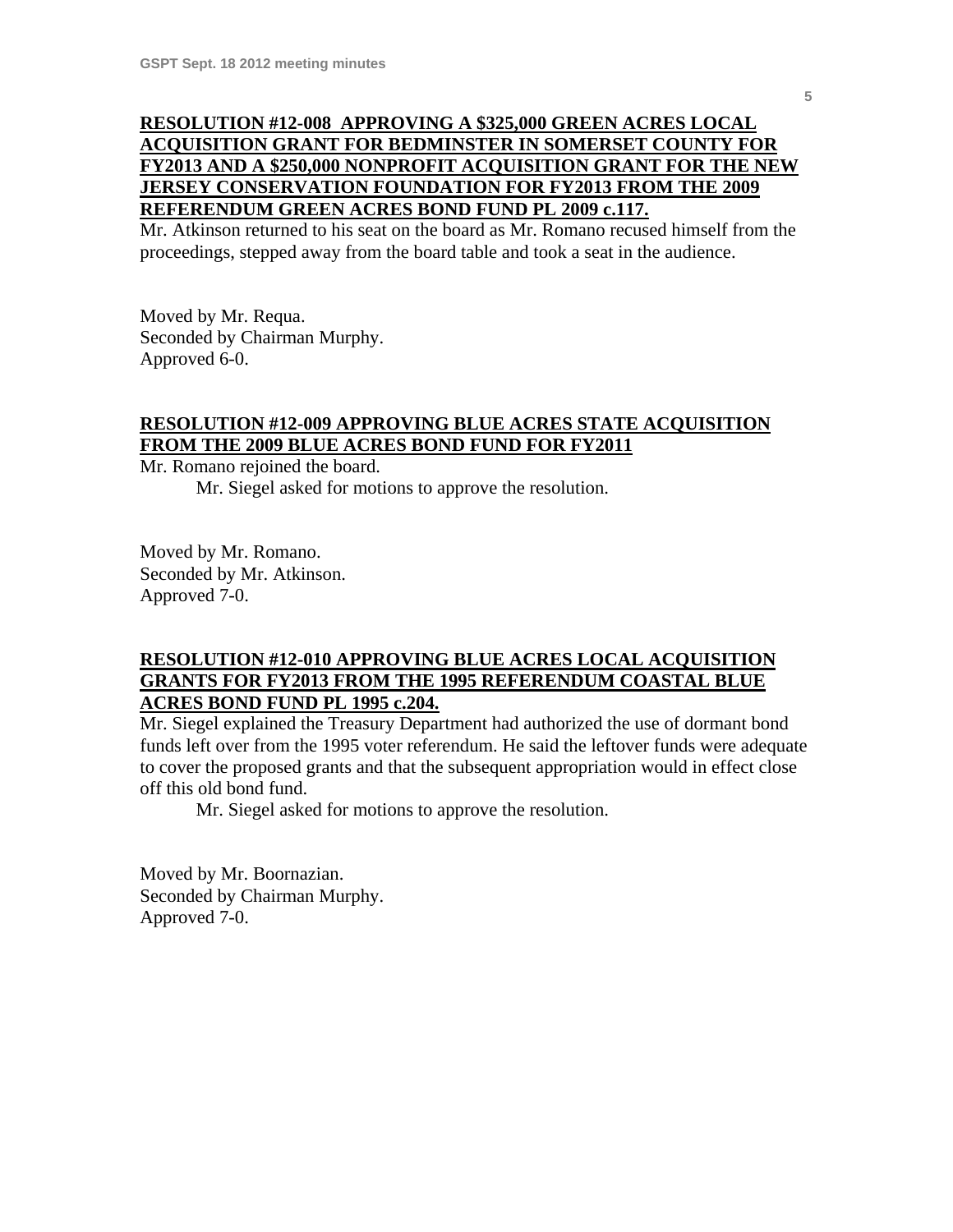**RESOLUTION #12-008 APPROVING A $325,000 GREEN ACRES LOCAL ACQUISITION GRANT FOR BEDMINSTER IN SOMERSET COUNTY FOR FY2013 AND A $250,000 NONPROFIT ACQUISITION GRANT FOR THE NEW JERSEY CONSERVATION FOUNDATION FOR FY2013 FROM THE 2009 REFERENDUM GREEN ACRES BOND FUND PL 2009 c.117.**

Mr. Atkinson returned to his seat on the board as Mr. Romano recused himself from the proceedings, stepped away from the board table and took a seat in the audience.

Moved by Mr. Requa.
Seconded by Chairman Murphy.
Approved 6-0.

**RESOLUTION #12-009 APPROVING BLUE ACRES STATE ACQUISITION FROM THE 2009 BLUE ACRES BOND FUND FOR FY2011**

Mr. Romano rejoined the board.

Mr. Siegel asked for motions to approve the resolution.

Moved by Mr. Romano.
Seconded by Mr. Atkinson.
Approved 7-0.

**RESOLUTION #12-010 APPROVING BLUE ACRES LOCAL ACQUISITION GRANTS FOR FY2013 FROM THE 1995 REFERENDUM COASTAL BLUE ACRES BOND FUND PL 1995 c.204.**

Mr. Siegel explained the Treasury Department had authorized the use of dormant bond funds left over from the 1995 voter referendum. He said the leftover funds were adequate to cover the proposed grants and that the subsequent appropriation would in effect close off this old bond fund.

Mr. Siegel asked for motions to approve the resolution.

Moved by Mr. Boornazian.
Seconded by Chairman Murphy.
Approved 7-0.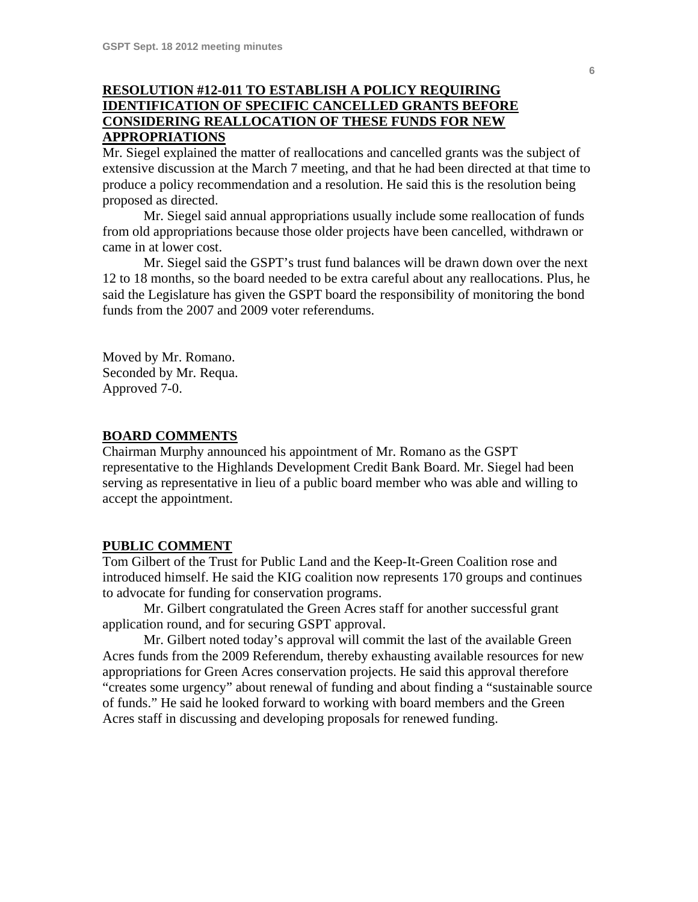## RESOLUTION #12-011 TO ESTABLISH A POLICY REQUIRING IDENTIFICATION OF SPECIFIC CANCELLED GRANTS BEFORE CONSIDERING REALLOCATION OF THESE FUNDS FOR NEW APPROPRIATIONS

Mr. Siegel explained the matter of reallocations and cancelled grants was the subject of extensive discussion at the March 7 meeting, and that he had been directed at that time to produce a policy recommendation and a resolution. He said this is the resolution being proposed as directed.

Mr. Siegel said annual appropriations usually include some reallocation of funds from old appropriations because those older projects have been cancelled, withdrawn or came in at lower cost.

Mr. Siegel said the GSPT's trust fund balances will be drawn down over the next 12 to 18 months, so the board needed to be extra careful about any reallocations. Plus, he said the Legislature has given the GSPT board the responsibility of monitoring the bond funds from the 2007 and 2009 voter referendums.

Moved by Mr. Romano.
Seconded by Mr. Requa.
Approved 7-0.

## BOARD COMMENTS

Chairman Murphy announced his appointment of Mr. Romano as the GSPT representative to the Highlands Development Credit Bank Board. Mr. Siegel had been serving as representative in lieu of a public board member who was able and willing to accept the appointment.

## PUBLIC COMMENT

Tom Gilbert of the Trust for Public Land and the Keep-It-Green Coalition rose and introduced himself. He said the KIG coalition now represents 170 groups and continues to advocate for funding for conservation programs.

Mr. Gilbert congratulated the Green Acres staff for another successful grant application round, and for securing GSPT approval.

Mr. Gilbert noted today's approval will commit the last of the available Green Acres funds from the 2009 Referendum, thereby exhausting available resources for new appropriations for Green Acres conservation projects. He said this approval therefore "creates some urgency" about renewal of funding and about finding a "sustainable source of funds." He said he looked forward to working with board members and the Green Acres staff in discussing and developing proposals for renewed funding.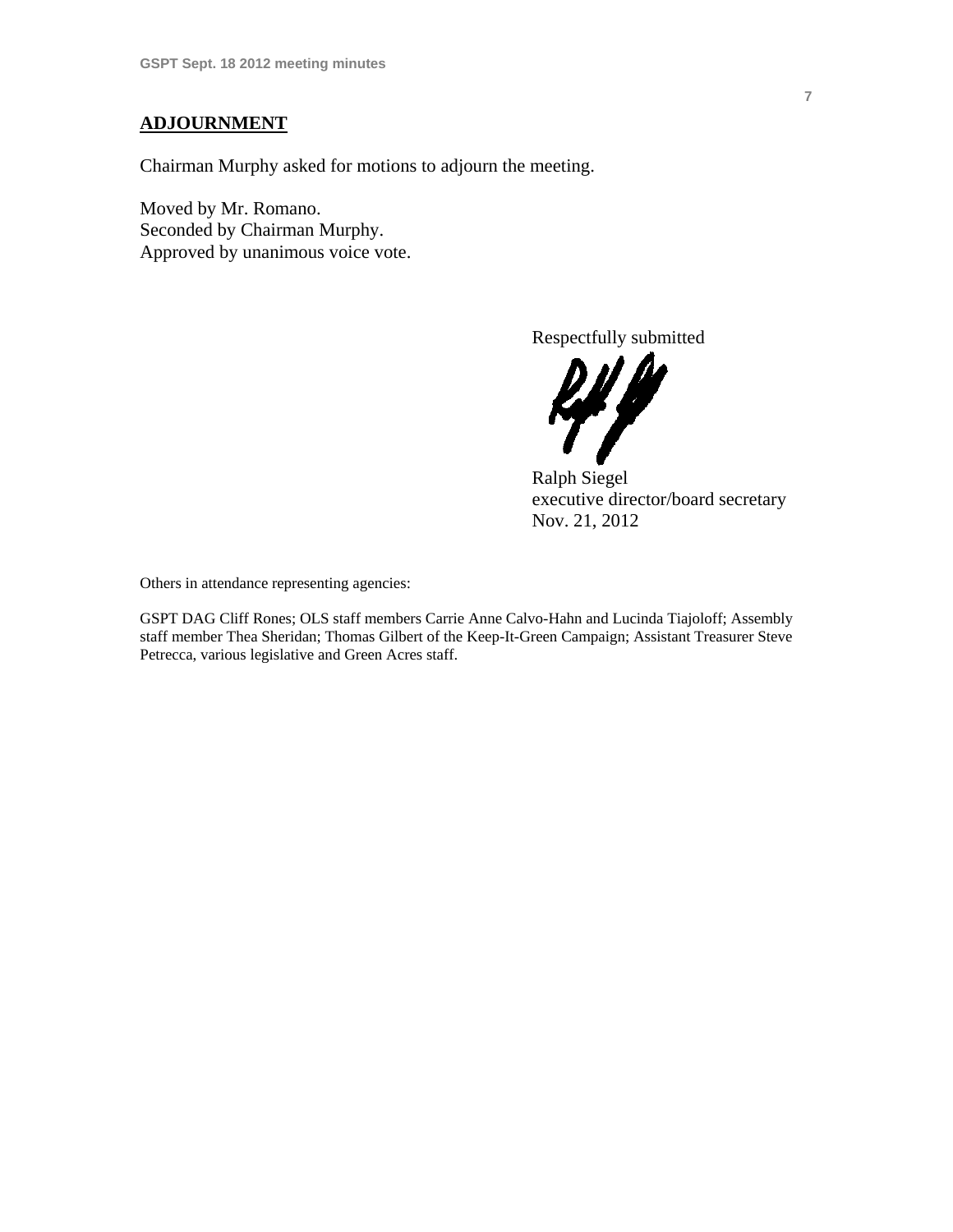## ADJOURNMENT

Chairman Murphy asked for motions to adjourn the meeting.

Moved by Mr. Romano.
Seconded by Chairman Murphy.
Approved by unanimous voice vote.

Respectfully submitted

Ralph Siegel
executive director/board secretary
Nov. 21, 2012

Others in attendance representing agencies:

GSPT DAG Cliff Rones; OLS staff members Carrie Anne Calvo-Hahn and Lucinda Tiajoloff; Assembly staff member Thea Sheridan; Thomas Gilbert of the Keep-It-Green Campaign; Assistant Treasurer Steve Petrecca, various legislative and Green Acres staff.